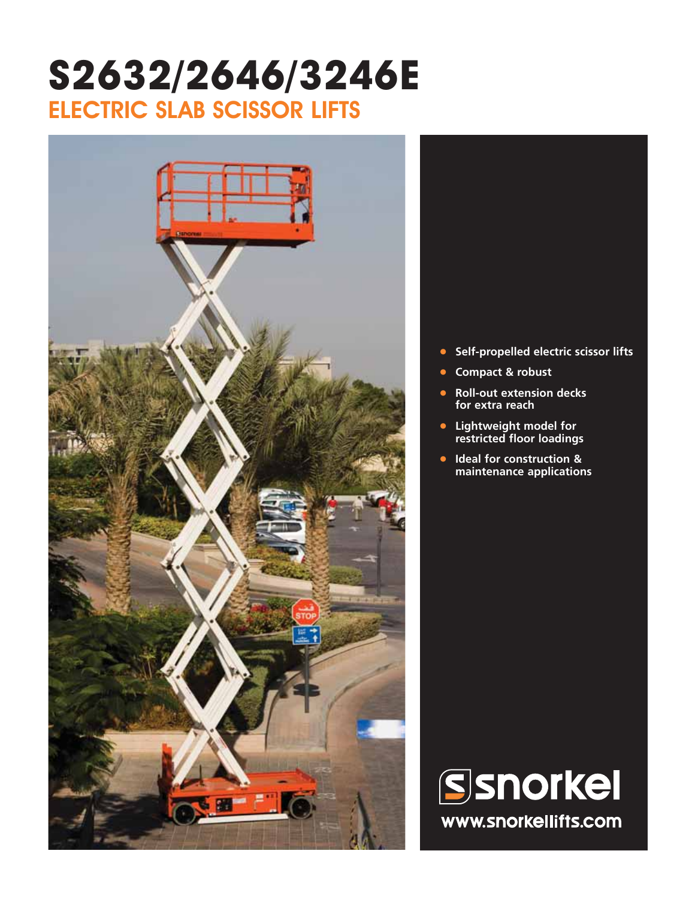# S2632/2646/3246E

## ELECTRIC SLAB SCISSOR LIFTS

- Self-propelled electric scissor lifts
- Compact & robust
- Roll-out extension decks for extra reach
- Lightweight model for restricted floor loadings
- Ideal for construction & maintenance applications

snorkel

www.snorkellifts.com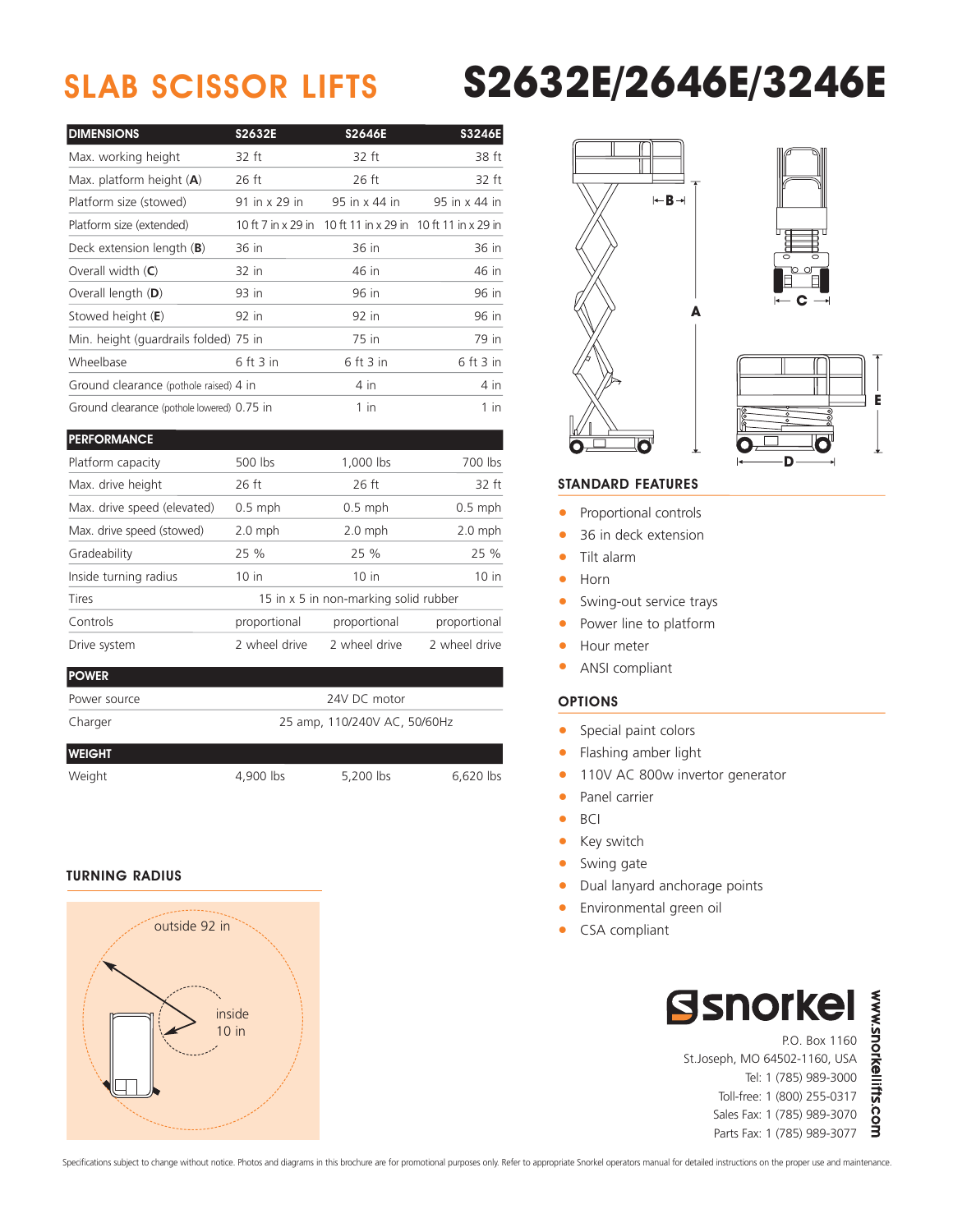# SLAB SCISSOR LIFTS

# S2632E/2646E/3246E

| DIMENSIONS | S2632E | S2646E | S3246E |
|---|---|---|---|
| Max. working height | 32 ft | 32 ft | 38 ft |
| Max. platform height (**A**) | 26 ft | 26 ft | 32 ft |
| Platform size (stowed) | 91 in x 29 in | 95 in x 44 in | 95 in x 44 in |
| Platform size (extended) | 10 ft 7 in x 29 in | 10 ft 11 in x 29 in | 10 ft 11 in x 29 in |
| Deck extension length (**B**) | 36 in | 36 in | 36 in |
| Overall width (**C**) | 32 in | 46 in | 46 in |
| Overall length (**D**) | 93 in | 96 in | 96 in |
| Stowed height (**E**) | 92 in | 92 in | 96 in |
| Min. height (guardrails folded) | 75 in | 75 in | 79 in |
| Wheelbase | 6 ft 3 in | 6 ft 3 in | 6 ft 3 in |
| Ground clearance (pothole raised) | 4 in | 4 in | 4 in |
| Ground clearance (pothole lowered) | 0.75 in | 1 in | 1 in |
| **PERFORMANCE** | | | |
| Platform capacity | 500 lbs | 1,000 lbs | 700 lbs |
| Max. drive height | 26 ft | 26 ft | 32 ft |
| Max. drive speed (elevated) | 0.5 mph | 0.5 mph | 0.5 mph |
| Max. drive speed (stowed) | 2.0 mph | 2.0 mph | 2.0 mph |
| Gradeability | 25 % | 25 % | 25 % |
| Inside turning radius | 10 in | 10 in | 10 in |
| Tires | 15 in x 5 in non-marking solid rubber | | |
| Controls | proportional | proportional | proportional |
| Drive system | 2 wheel drive | 2 wheel drive | 2 wheel drive |
| **POWER** | | | |
| Power source | 24V DC motor | | |
| Charger | 25 amp, 110/240V AC, 50/60Hz | | |
| **WEIGHT** | | | |
| Weight | 4,900 lbs | 5,200 lbs | 6,620 lbs |

## TURNING RADIUS

outside 92 in

inside 10 in

## STANDARD FEATURES

- Proportional controls
- 36 in deck extension
- Tilt alarm
- Horn
- Swing-out service trays
- Power line to platform
- Hour meter
- ANSI compliant

## OPTIONS

- Special paint colors
- Flashing amber light
- 110V AC 800w invertor generator
- Panel carrier
- BCI
- Key switch
- Swing gate
- Dual lanyard anchorage points
- Environmental green oil
- CSA compliant

**snorkel**

P.O. Box 1160
St.Joseph, MO 64502-1160, USA
Tel: 1 (785) 989-3000
Toll-free: 1 (800) 255-0317
Sales Fax: 1 (785) 989-3070
Parts Fax: 1 (785) 989-3077

www.snorkellifts.com

Specifications subject to change without notice. Photos and diagrams in this brochure are for promotional purposes only. Refer to appropriate Snorkel operators manual for detailed instructions on the proper use and maintenance.